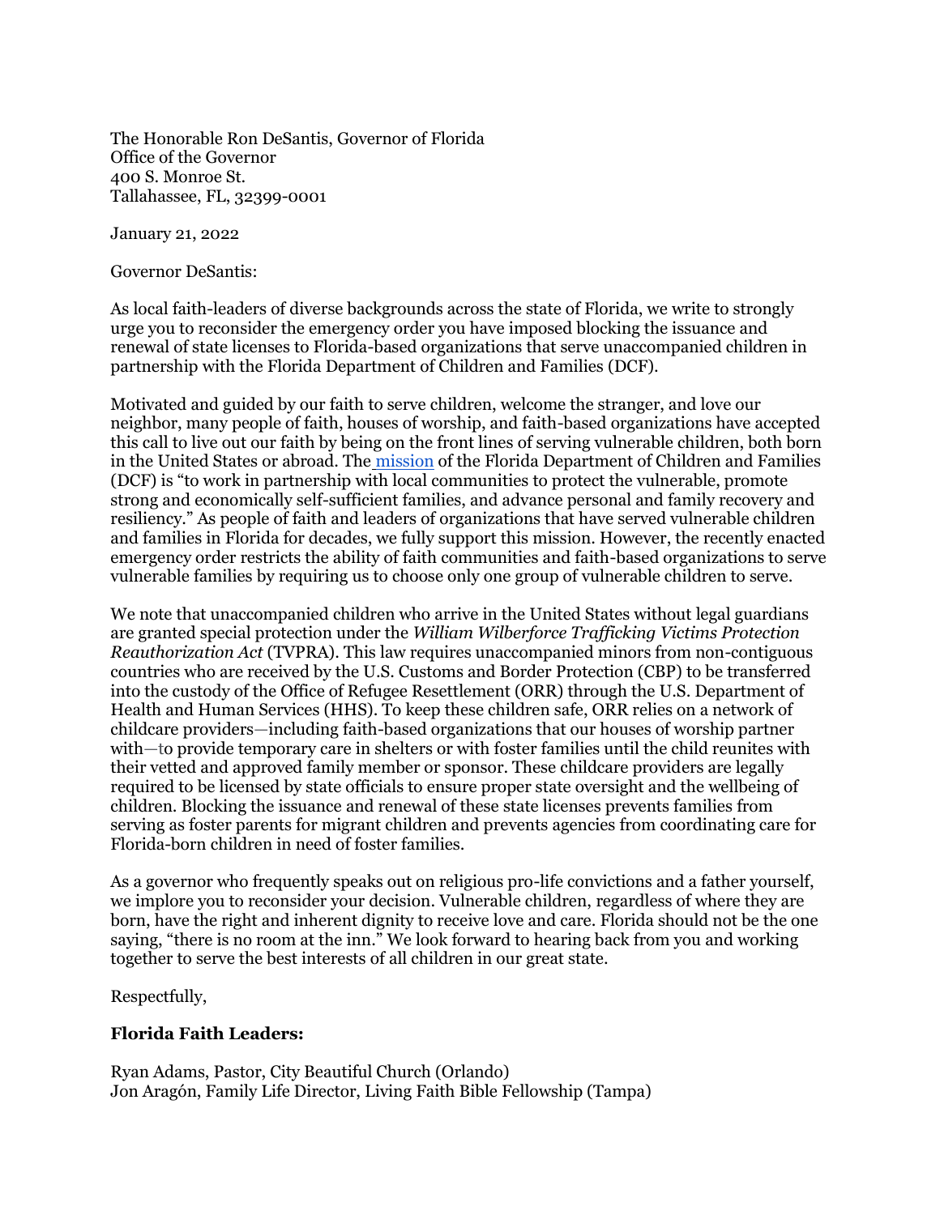The Honorable Ron DeSantis, Governor of Florida
Office of the Governor
400 S. Monroe St.
Tallahassee, FL, 32399-0001

January 21, 2022

Governor DeSantis:

As local faith-leaders of diverse backgrounds across the state of Florida, we write to strongly urge you to reconsider the emergency order you have imposed blocking the issuance and renewal of state licenses to Florida-based organizations that serve unaccompanied children in partnership with the Florida Department of Children and Families (DCF).

Motivated and guided by our faith to serve children, welcome the stranger, and love our neighbor, many people of faith, houses of worship, and faith-based organizations have accepted this call to live out our faith by being on the front lines of serving vulnerable children, both born in the United States or abroad. The mission of the Florida Department of Children and Families (DCF) is "to work in partnership with local communities to protect the vulnerable, promote strong and economically self-sufficient families, and advance personal and family recovery and resiliency." As people of faith and leaders of organizations that have served vulnerable children and families in Florida for decades, we fully support this mission. However, the recently enacted emergency order restricts the ability of faith communities and faith-based organizations to serve vulnerable families by requiring us to choose only one group of vulnerable children to serve.

We note that unaccompanied children who arrive in the United States without legal guardians are granted special protection under the *William Wilberforce Trafficking Victims Protection Reauthorization Act* (TVPRA). This law requires unaccompanied minors from non-contiguous countries who are received by the U.S. Customs and Border Protection (CBP) to be transferred into the custody of the Office of Refugee Resettlement (ORR) through the U.S. Department of Health and Human Services (HHS). To keep these children safe, ORR relies on a network of childcare providers—including faith-based organizations that our houses of worship partner with—to provide temporary care in shelters or with foster families until the child reunites with their vetted and approved family member or sponsor. These childcare providers are legally required to be licensed by state officials to ensure proper state oversight and the wellbeing of children. Blocking the issuance and renewal of these state licenses prevents families from serving as foster parents for migrant children and prevents agencies from coordinating care for Florida-born children in need of foster families.

As a governor who frequently speaks out on religious pro-life convictions and a father yourself, we implore you to reconsider your decision. Vulnerable children, regardless of where they are born, have the right and inherent dignity to receive love and care. Florida should not be the one saying, "there is no room at the inn." We look forward to hearing back from you and working together to serve the best interests of all children in our great state.

Respectfully,

**Florida Faith Leaders:**

Ryan Adams, Pastor, City Beautiful Church (Orlando)
Jon Aragón, Family Life Director, Living Faith Bible Fellowship (Tampa)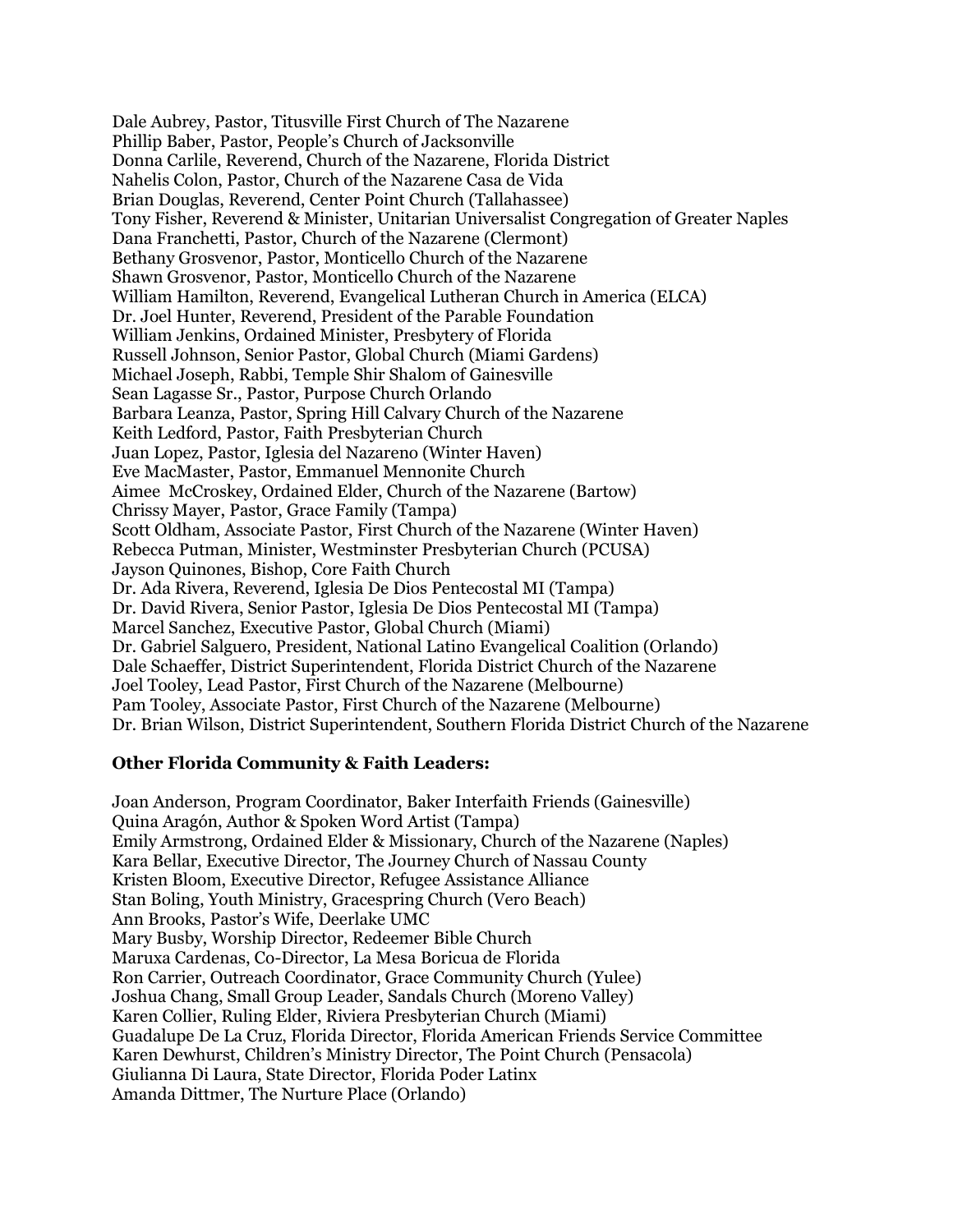Dale Aubrey, Pastor, Titusville First Church of The Nazarene
Phillip Baber, Pastor, People's Church of Jacksonville
Donna Carlile, Reverend, Church of the Nazarene, Florida District
Nahelis Colon, Pastor, Church of the Nazarene Casa de Vida
Brian Douglas, Reverend, Center Point Church (Tallahassee)
Tony Fisher, Reverend & Minister, Unitarian Universalist Congregation of Greater Naples
Dana Franchetti, Pastor, Church of the Nazarene (Clermont)
Bethany Grosvenor, Pastor, Monticello Church of the Nazarene
Shawn Grosvenor, Pastor, Monticello Church of the Nazarene
William Hamilton, Reverend, Evangelical Lutheran Church in America (ELCA)
Dr. Joel Hunter, Reverend, President of the Parable Foundation
William Jenkins, Ordained Minister, Presbytery of Florida
Russell Johnson, Senior Pastor, Global Church (Miami Gardens)
Michael Joseph, Rabbi, Temple Shir Shalom of Gainesville
Sean Lagasse Sr., Pastor, Purpose Church Orlando
Barbara Leanza, Pastor, Spring Hill Calvary Church of the Nazarene
Keith Ledford, Pastor, Faith Presbyterian Church
Juan Lopez, Pastor, Iglesia del Nazareno (Winter Haven)
Eve MacMaster, Pastor, Emmanuel Mennonite Church
Aimee McCroskey, Ordained Elder, Church of the Nazarene (Bartow)
Chrissy Mayer, Pastor, Grace Family (Tampa)
Scott Oldham, Associate Pastor, First Church of the Nazarene (Winter Haven)
Rebecca Putman, Minister, Westminster Presbyterian Church (PCUSA)
Jayson Quinones, Bishop, Core Faith Church
Dr. Ada Rivera, Reverend, Iglesia De Dios Pentecostal MI (Tampa)
Dr. David Rivera, Senior Pastor, Iglesia De Dios Pentecostal MI (Tampa)
Marcel Sanchez, Executive Pastor, Global Church (Miami)
Dr. Gabriel Salguero, President, National Latino Evangelical Coalition (Orlando)
Dale Schaeffer, District Superintendent, Florida District Church of the Nazarene
Joel Tooley, Lead Pastor, First Church of the Nazarene (Melbourne)
Pam Tooley, Associate Pastor, First Church of the Nazarene (Melbourne)
Dr. Brian Wilson, District Superintendent, Southern Florida District Church of the Nazarene

**Other Florida Community & Faith Leaders:**

Joan Anderson, Program Coordinator, Baker Interfaith Friends (Gainesville)
Quina Aragón, Author & Spoken Word Artist (Tampa)
Emily Armstrong, Ordained Elder & Missionary, Church of the Nazarene (Naples)
Kara Bellar, Executive Director, The Journey Church of Nassau County
Kristen Bloom, Executive Director, Refugee Assistance Alliance
Stan Boling, Youth Ministry, Gracespring Church (Vero Beach)
Ann Brooks, Pastor's Wife, Deerlake UMC
Mary Busby, Worship Director, Redeemer Bible Church
Maruxa Cardenas, Co-Director, La Mesa Boricua de Florida
Ron Carrier, Outreach Coordinator, Grace Community Church (Yulee)
Joshua Chang, Small Group Leader, Sandals Church (Moreno Valley)
Karen Collier, Ruling Elder, Riviera Presbyterian Church (Miami)
Guadalupe De La Cruz, Florida Director, Florida American Friends Service Committee
Karen Dewhurst, Children's Ministry Director, The Point Church (Pensacola)
Giulianna Di Laura, State Director, Florida Poder Latinx
Amanda Dittmer, The Nurture Place (Orlando)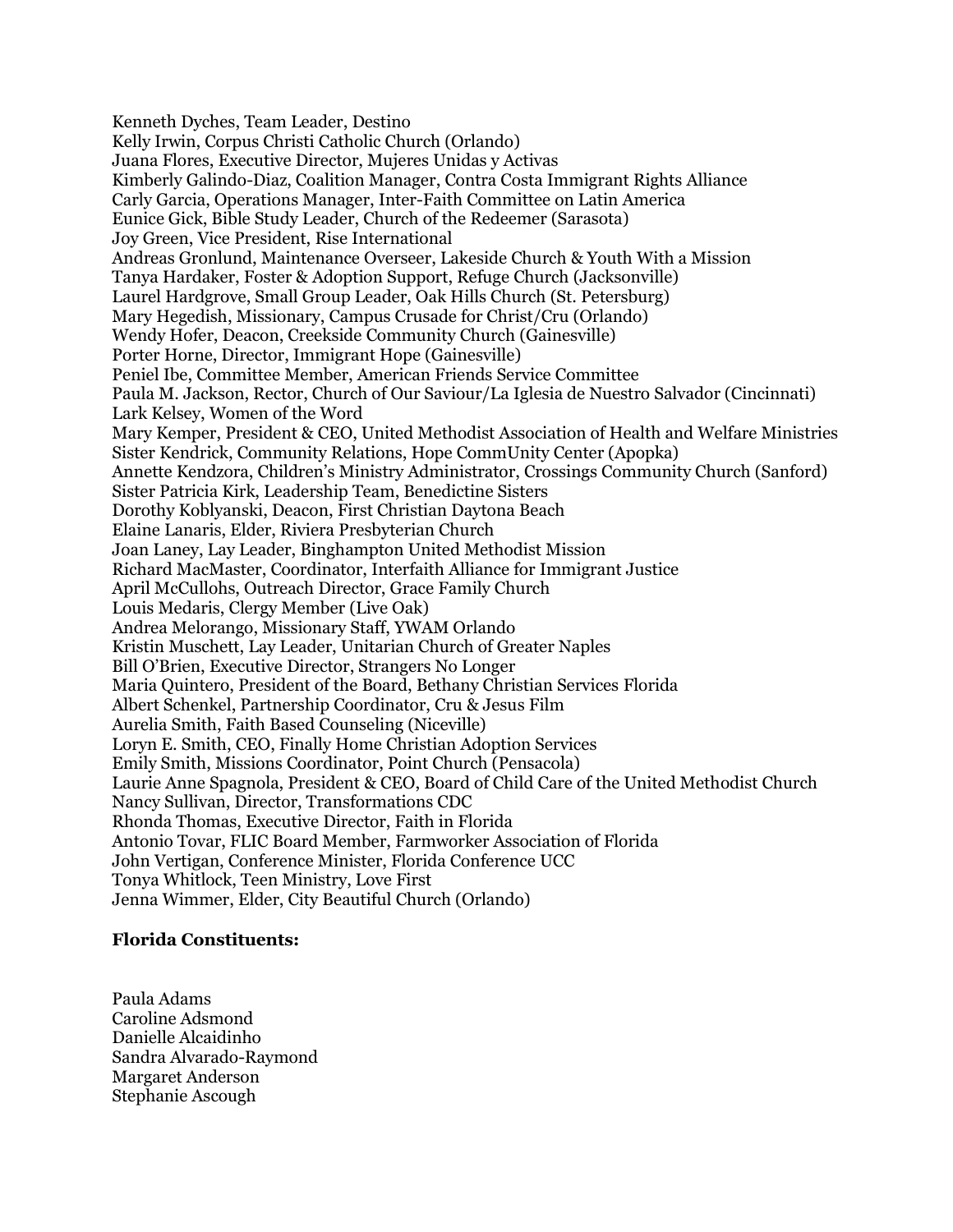Kenneth Dyches, Team Leader, Destino
Kelly Irwin, Corpus Christi Catholic Church (Orlando)
Juana Flores, Executive Director, Mujeres Unidas y Activas
Kimberly Galindo-Diaz, Coalition Manager, Contra Costa Immigrant Rights Alliance
Carly Garcia, Operations Manager, Inter-Faith Committee on Latin America
Eunice Gick, Bible Study Leader, Church of the Redeemer (Sarasota)
Joy Green, Vice President, Rise International
Andreas Gronlund, Maintenance Overseer, Lakeside Church & Youth With a Mission
Tanya Hardaker, Foster & Adoption Support, Refuge Church (Jacksonville)
Laurel Hardgrove, Small Group Leader, Oak Hills Church (St. Petersburg)
Mary Hegedish, Missionary, Campus Crusade for Christ/Cru (Orlando)
Wendy Hofer, Deacon, Creekside Community Church (Gainesville)
Porter Horne, Director, Immigrant Hope (Gainesville)
Peniel Ibe, Committee Member, American Friends Service Committee
Paula M. Jackson, Rector, Church of Our Saviour/La Iglesia de Nuestro Salvador (Cincinnati)
Lark Kelsey, Women of the Word
Mary Kemper, President & CEO, United Methodist Association of Health and Welfare Ministries
Sister Kendrick, Community Relations, Hope CommUnity Center (Apopka)
Annette Kendzora, Children's Ministry Administrator, Crossings Community Church (Sanford)
Sister Patricia Kirk, Leadership Team, Benedictine Sisters
Dorothy Koblyanski, Deacon, First Christian Daytona Beach
Elaine Lanaris, Elder, Riviera Presbyterian Church
Joan Laney, Lay Leader, Binghampton United Methodist Mission
Richard MacMaster, Coordinator, Interfaith Alliance for Immigrant Justice
April McCullohs, Outreach Director, Grace Family Church
Louis Medaris, Clergy Member (Live Oak)
Andrea Melorango, Missionary Staff, YWAM Orlando
Kristin Muschett, Lay Leader, Unitarian Church of Greater Naples
Bill O'Brien, Executive Director, Strangers No Longer
Maria Quintero, President of the Board, Bethany Christian Services Florida
Albert Schenkel, Partnership Coordinator, Cru & Jesus Film
Aurelia Smith, Faith Based Counseling (Niceville)
Loryn E. Smith, CEO, Finally Home Christian Adoption Services
Emily Smith, Missions Coordinator, Point Church (Pensacola)
Laurie Anne Spagnola, President & CEO, Board of Child Care of the United Methodist Church
Nancy Sullivan, Director, Transformations CDC
Rhonda Thomas, Executive Director, Faith in Florida
Antonio Tovar, FLIC Board Member, Farmworker Association of Florida
John Vertigan, Conference Minister, Florida Conference UCC
Tonya Whitlock, Teen Ministry, Love First
Jenna Wimmer, Elder, City Beautiful Church (Orlando)

**Florida Constituents:**

Paula Adams
Caroline Adsmond
Danielle Alcaidinho
Sandra Alvarado-Raymond
Margaret Anderson
Stephanie Ascough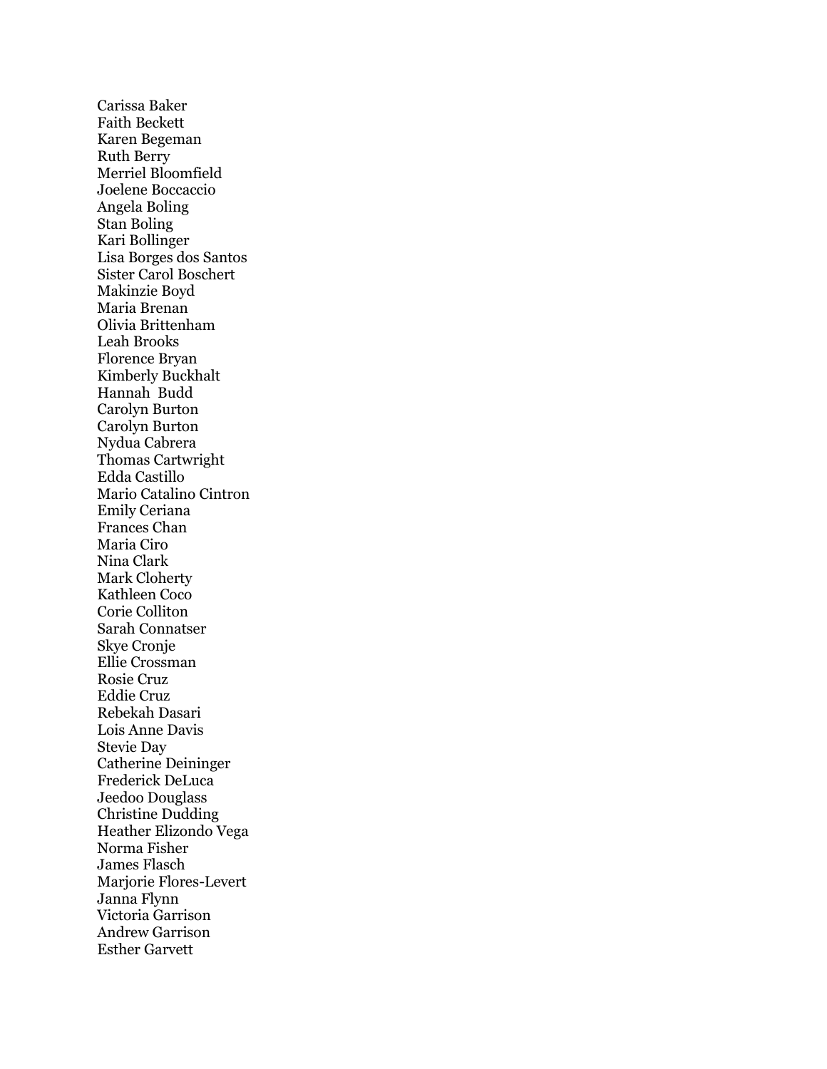Carissa Baker
Faith Beckett
Karen Begeman
Ruth Berry
Merriel Bloomfield
Joelene Boccaccio
Angela Boling
Stan Boling
Kari Bollinger
Lisa Borges dos Santos
Sister Carol Boschert
Makinzie Boyd
Maria Brenan
Olivia Brittenham
Leah Brooks
Florence Bryan
Kimberly Buckhalt
Hannah Budd
Carolyn Burton
Carolyn Burton
Nydua Cabrera
Thomas Cartwright
Edda Castillo
Mario Catalino Cintron
Emily Ceriana
Frances Chan
Maria Ciro
Nina Clark
Mark Cloherty
Kathleen Coco
Corie Colliton
Sarah Connatser
Skye Cronje
Ellie Crossman
Rosie Cruz
Eddie Cruz
Rebekah Dasari
Lois Anne Davis
Stevie Day
Catherine Deininger
Frederick DeLuca
Jeedoo Douglass
Christine Dudding
Heather Elizondo Vega
Norma Fisher
James Flasch
Marjorie Flores-Levert
Janna Flynn
Victoria Garrison
Andrew Garrison
Esther Garvett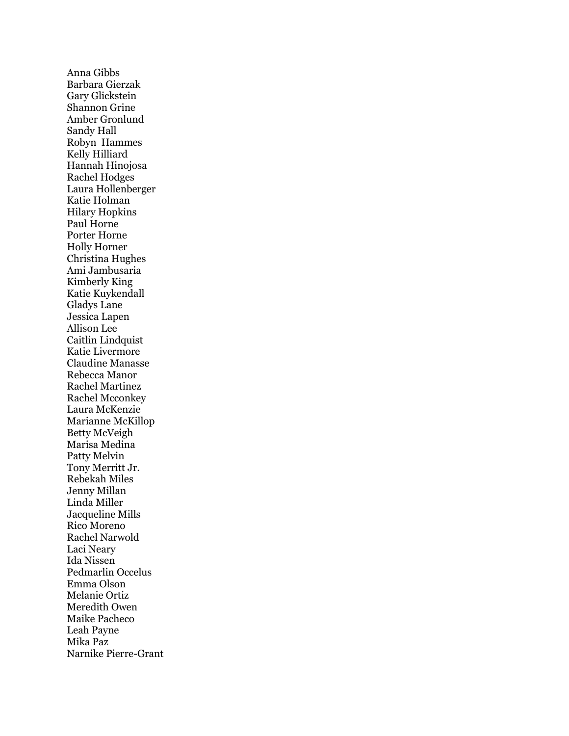Anna Gibbs
Barbara Gierzak
Gary Glickstein
Shannon Grine
Amber Gronlund
Sandy Hall
Robyn Hammes
Kelly Hilliard
Hannah Hinojosa
Rachel Hodges
Laura Hollenberger
Katie Holman
Hilary Hopkins
Paul Horne
Porter Horne
Holly Horner
Christina Hughes
Ami Jambusaria
Kimberly King
Katie Kuykendall
Gladys Lane
Jessica Lapen
Allison Lee
Caitlin Lindquist
Katie Livermore
Claudine Manasse
Rebecca Manor
Rachel Martinez
Rachel Mcconkey
Laura McKenzie
Marianne McKillop
Betty McVeigh
Marisa Medina
Patty Melvin
Tony Merritt Jr.
Rebekah Miles
Jenny Millan
Linda Miller
Jacqueline Mills
Rico Moreno
Rachel Narwold
Laci Neary
Ida Nissen
Pedmarlin Occelus
Emma Olson
Melanie Ortiz
Meredith Owen
Maike Pacheco
Leah Payne
Mika Paz
Narnike Pierre-Grant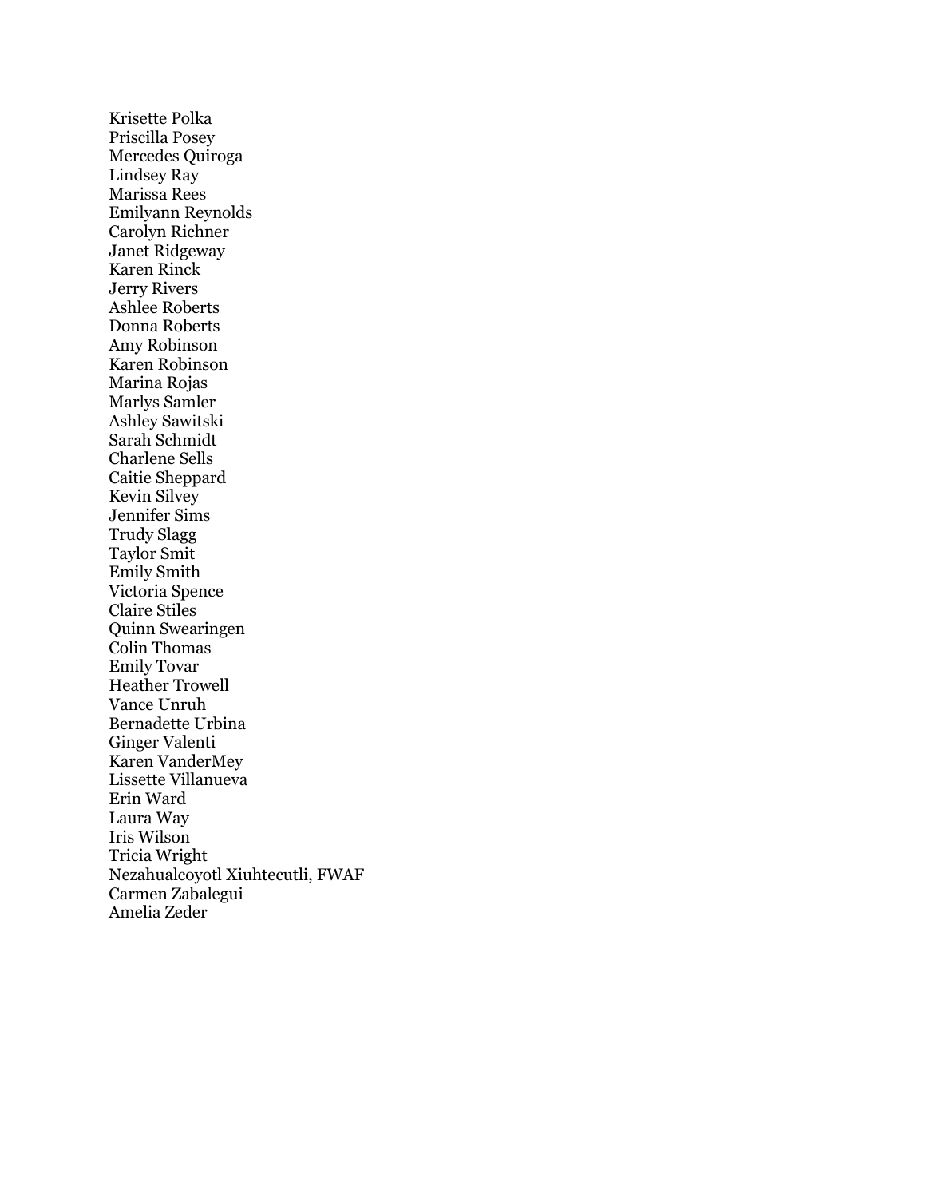Krisette Polka
Priscilla Posey
Mercedes Quiroga
Lindsey Ray
Marissa Rees
Emilyann Reynolds
Carolyn Richner
Janet Ridgeway
Karen Rinck
Jerry Rivers
Ashlee Roberts
Donna Roberts
Amy Robinson
Karen Robinson
Marina Rojas
Marlys Samler
Ashley Sawitski
Sarah Schmidt
Charlene Sells
Caitie Sheppard
Kevin Silvey
Jennifer Sims
Trudy Slagg
Taylor Smit
Emily Smith
Victoria Spence
Claire Stiles
Quinn Swearingen
Colin Thomas
Emily Tovar
Heather Trowell
Vance Unruh
Bernadette Urbina
Ginger Valenti
Karen VanderMey
Lissette Villanueva
Erin Ward
Laura Way
Iris Wilson
Tricia Wright
Nezahualcoyotl Xiuhtecutli, FWAF
Carmen Zabalegui
Amelia Zeder